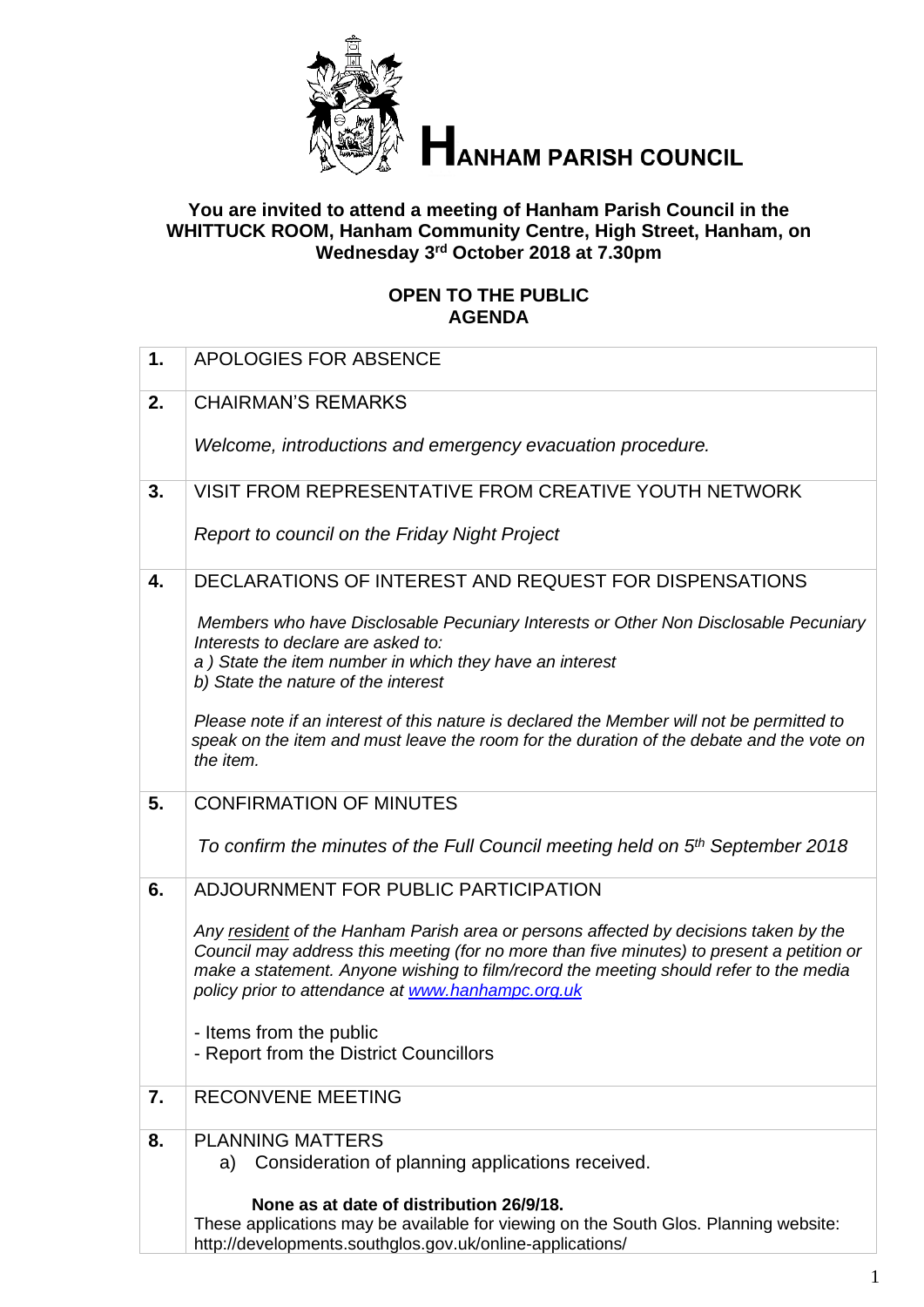# HANHAM PARISH COUNCIL

**You are invited to attend a meeting of Hanham Parish Council in the WHITTUCK ROOM, Hanham Community Centre, High Street, Hanham, on Wednesday 3rd October 2018 at 7.30pm**

**OPEN TO THE PUBLIC**
**AGENDA**

| | |
|---|---|
| **1.** | APOLOGIES FOR ABSENCE |
| **2.** | CHAIRMAN'S REMARKS<br><br>*Welcome, introductions and emergency evacuation procedure.* |
| **3.** | VISIT FROM REPRESENTATIVE FROM CREATIVE YOUTH NETWORK<br><br>*Report to council on the Friday Night Project* |
| **4.** | DECLARATIONS OF INTEREST AND REQUEST FOR DISPENSATIONS<br><br>*Members who have Disclosable Pecuniary Interests or Other Non Disclosable Pecuniary Interests to declare are asked to:*<br>*a ) State the item number in which they have an interest*<br>*b) State the nature of the interest*<br><br>*Please note if an interest of this nature is declared the Member will not be permitted to speak on the item and must leave the room for the duration of the debate and the vote on the item.* |
| **5.** | CONFIRMATION OF MINUTES<br><br>*To confirm the minutes of the Full Council meeting held on 5th September 2018* |
| **6.** | ADJOURNMENT FOR PUBLIC PARTICIPATION<br><br>*Any resident of the Hanham Parish area or persons affected by decisions taken by the Council may address this meeting (for no more than five minutes) to present a petition or make a statement. Anyone wishing to film/record the meeting should refer to the media policy prior to attendance at www.hanhampc.org.uk*<br><br>- Items from the public<br>- Report from the District Councillors |
| **7.** | RECONVENE MEETING |
| **8.** | PLANNING MATTERS<br>a) Consideration of planning applications received.<br><br>**None as at date of distribution 26/9/18.**<br>These applications may be available for viewing on the South Glos. Planning website: http://developments.southglos.gov.uk/online-applications/ |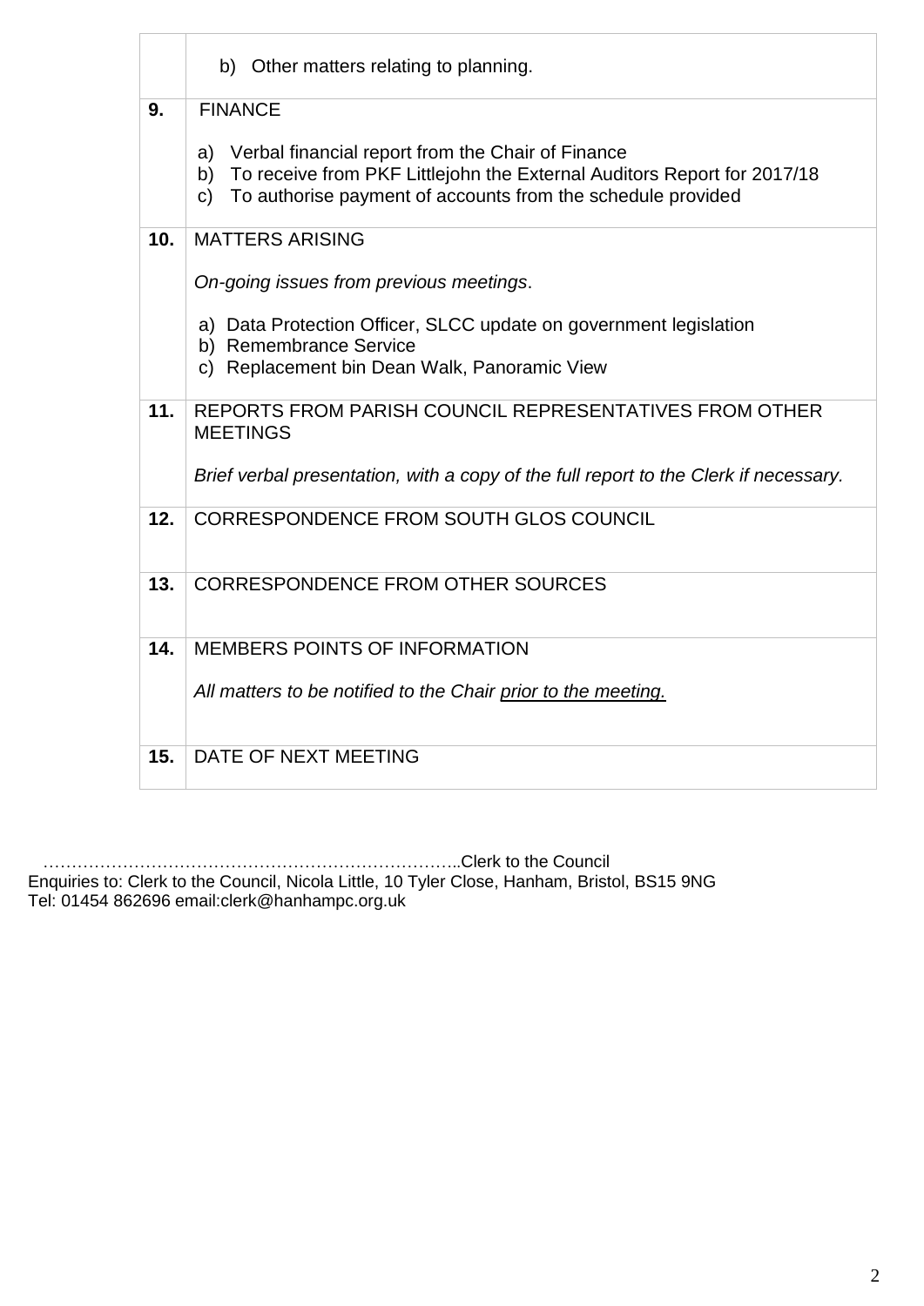| | |
|---|---|
| | b) Other matters relating to planning. |
| **9.** | FINANCE<br><br>a) Verbal financial report from the Chair of Finance<br>b) To receive from PKF Littlejohn the External Auditors Report for 2017/18<br>c) To authorise payment of accounts from the schedule provided |
| **10.** | MATTERS ARISING<br><br>*On-going issues from previous meetings*.<br><br>a) Data Protection Officer, SLCC update on government legislation<br>b) Remembrance Service<br>c) Replacement bin Dean Walk, Panoramic View |
| **11.** | REPORTS FROM PARISH COUNCIL REPRESENTATIVES FROM OTHER MEETINGS<br><br>*Brief verbal presentation, with a copy of the full report to the Clerk if necessary.* |
| **12.** | CORRESPONDENCE FROM SOUTH GLOS COUNCIL |
| **13.** | CORRESPONDENCE FROM OTHER SOURCES |
| **14.** | MEMBERS POINTS OF INFORMATION<br><br>*All matters to be notified to the Chair <u>prior to the meeting.</u>* |
| **15.** | DATE OF NEXT MEETING |

………………………………………………………………..Clerk to the Council

Enquiries to: Clerk to the Council, Nicola Little, 10 Tyler Close, Hanham, Bristol, BS15 9NG
Tel: 01454 862696 email:clerk@hanhampc.org.uk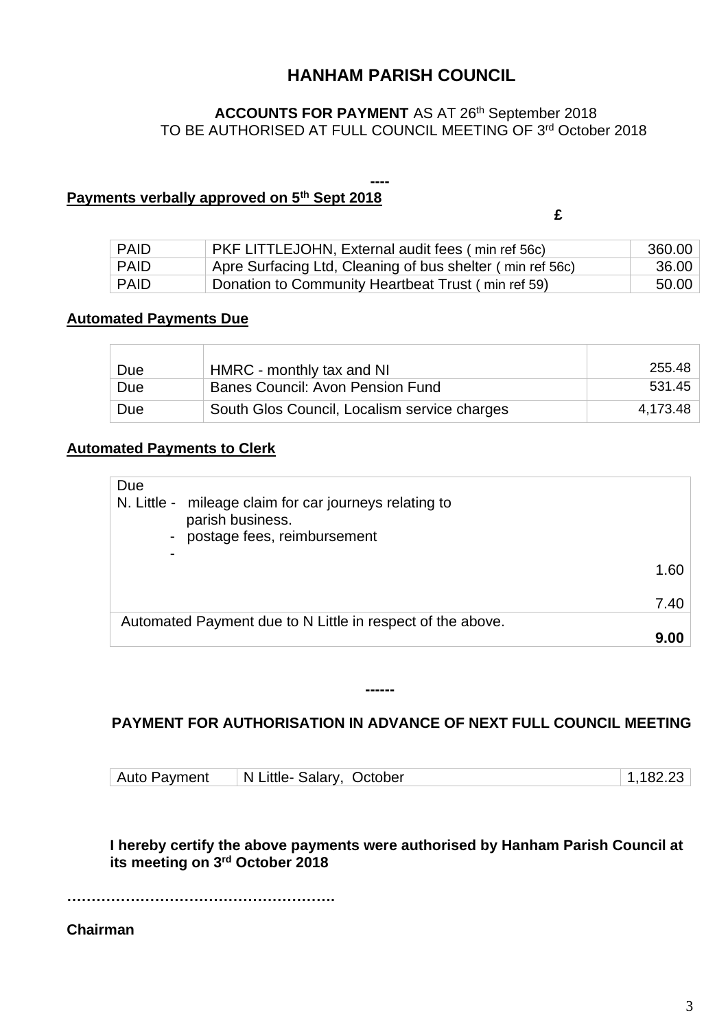# HANHAM PARISH COUNCIL

**ACCOUNTS FOR PAYMENT** AS AT 26th September 2018
TO BE AUTHORISED AT FULL COUNCIL MEETING OF 3rd October 2018

----

**Payments verbally approved on 5th Sept 2018**

**£**

| | | |
|---|---|---|
| PAID | PKF LITTLEJOHN, External audit fees ( min ref 56c) | 360.00 |
| PAID | Apre Surfacing Ltd, Cleaning of bus shelter ( min ref 56c) | 36.00 |
| PAID | Donation to Community Heartbeat Trust ( min ref 59) | 50.00 |

**Automated Payments Due**

| | | |
|---|---|---|
| Due | HMRC - monthly tax and NI | 255.48 |
| Due | Banes Council: Avon Pension Fund | 531.45 |
| Due | South Glos Council, Localism service charges | 4,173.48 |

**Automated Payments to Clerk**

| | |
|---|---|
| Due<br>N. Little - mileage claim for car journeys relating to parish business.<br>- postage fees, reimbursement<br>- | 1.60<br><br>7.40 |
| Automated Payment due to N Little in respect of the above. | **9.00** |

------

**PAYMENT FOR AUTHORISATION IN ADVANCE OF NEXT FULL COUNCIL MEETING**

| | | |
|---|---|---|
| Auto Payment | N Little- Salary, October | 1,182.23 |

**I hereby certify the above payments were authorised by Hanham Parish Council at its meeting on 3rd October 2018**

……………………………………………….

**Chairman**